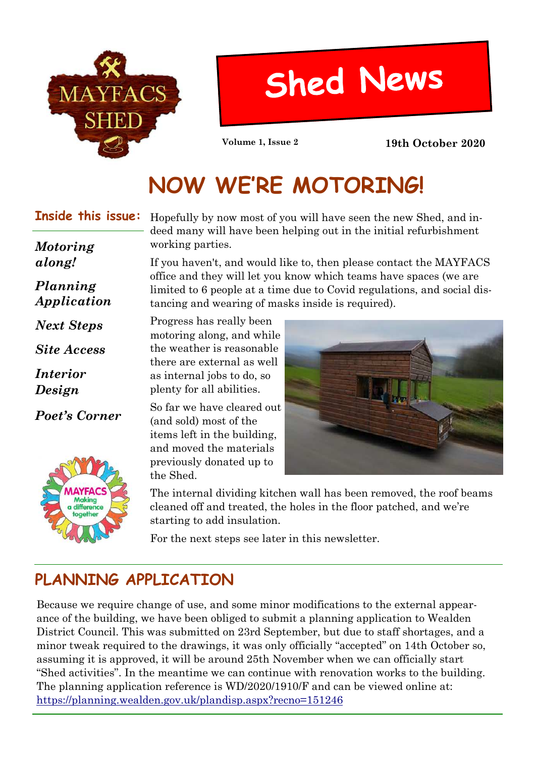# Shed News

**Volume 1, Issue 2** **19th October 2020**

# NOW WE'RE MOTORING!

**Inside this issue:**

- *Motoring along!*
- *Planning Application*
- *Next Steps*
- *Site Access*
- *Interior Design*
- *Poet's Corner*

Hopefully by now most of you will have seen the new Shed, and indeed many will have been helping out in the initial refurbishment working parties.

If you haven't, and would like to, then please contact the MAYFACS office and they will let you know which teams have spaces (we are limited to 6 people at a time due to Covid regulations, and social distancing and wearing of masks inside is required).

Progress has really been motoring along, and while the weather is reasonable there are external as well as internal jobs to do, so plenty for all abilities.

So far we have cleared out (and sold) most of the items left in the building, and moved the materials previously donated up to the Shed.

The internal dividing kitchen wall has been removed, the roof beams cleaned off and treated, the holes in the floor patched, and we're starting to add insulation.

For the next steps see later in this newsletter.

## PLANNING APPLICATION

Because we require change of use, and some minor modifications to the external appearance of the building, we have been obliged to submit a planning application to Wealden District Council. This was submitted on 23rd September, but due to staff shortages, and a minor tweak required to the drawings, it was only officially "accepted" on 14th October so, assuming it is approved, it will be around 25th November when we can officially start "Shed activities". In the meantime we can continue with renovation works to the building. The planning application reference is WD/2020/1910/F and can be viewed online at: https://planning.wealden.gov.uk/plandisp.aspx?recno=151246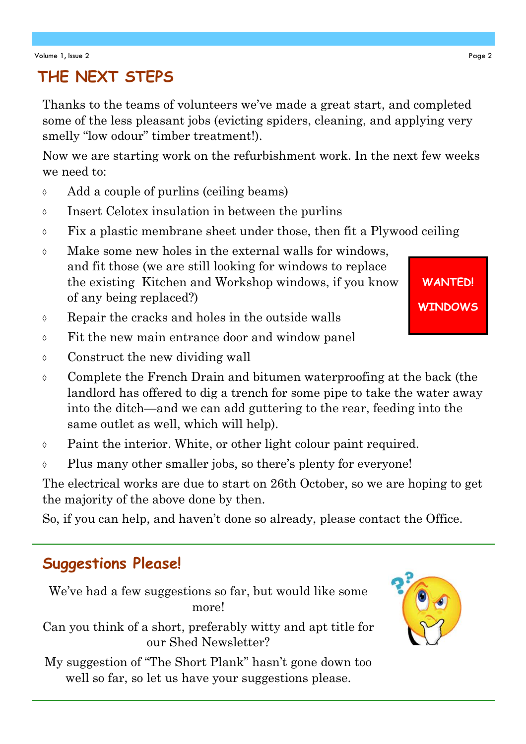## THE NEXT STEPS

Thanks to the teams of volunteers we've made a great start, and completed some of the less pleasant jobs (evicting spiders, cleaning, and applying very smelly "low odour" timber treatment!).

Now we are starting work on the refurbishment work. In the next few weeks we need to:

- Add a couple of purlins (ceiling beams)
- Insert Celotex insulation in between the purlins
- Fix a plastic membrane sheet under those, then fit a Plywood ceiling
- Make some new holes in the external walls for windows, and fit those (we are still looking for windows to replace the existing Kitchen and Workshop windows, if you know of any being replaced?)
- Repair the cracks and holes in the outside walls
- Fit the new main entrance door and window panel
- Construct the new dividing wall
- Complete the French Drain and bitumen waterproofing at the back (the landlord has offered to dig a trench for some pipe to take the water away into the ditch—and we can add guttering to the rear, feeding into the same outlet as well, which will help).
- Paint the interior. White, or other light colour paint required.
- Plus many other smaller jobs, so there's plenty for everyone!

**WANTED! WINDOWS**

The electrical works are due to start on 26th October, so we are hoping to get the majority of the above done by then.

So, if you can help, and haven't done so already, please contact the Office.

## Suggestions Please!

We've had a few suggestions so far, but would like some more!

Can you think of a short, preferably witty and apt title for our Shed Newsletter?

My suggestion of "The Short Plank" hasn't gone down too well so far, so let us have your suggestions please.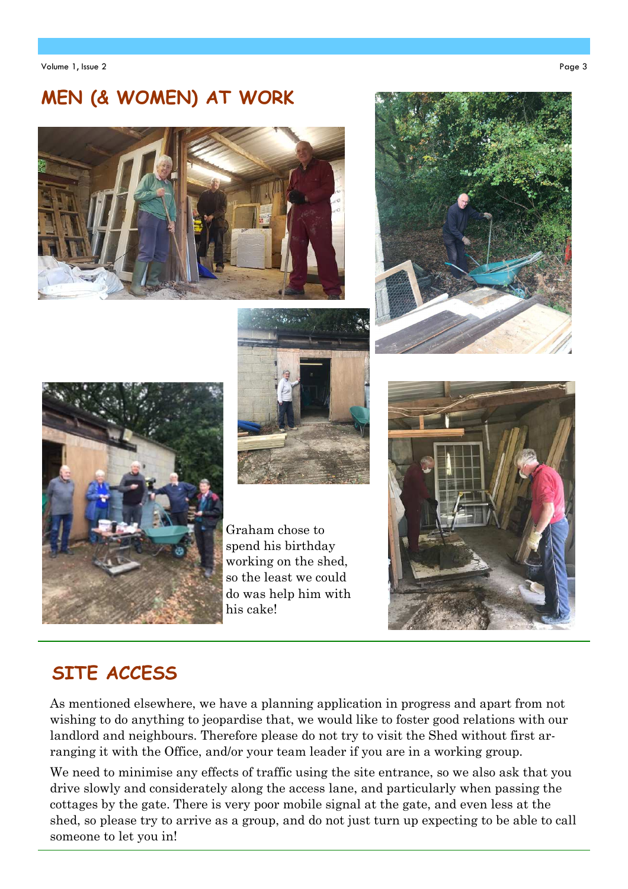## MEN (& WOMEN) AT WORK

Graham chose to spend his birthday working on the shed, so the least we could do was help him with his cake!

## SITE ACCESS

As mentioned elsewhere, we have a planning application in progress and apart from not wishing to do anything to jeopardise that, we would like to foster good relations with our landlord and neighbours. Therefore please do not try to visit the Shed without first arranging it with the Office, and/or your team leader if you are in a working group.

We need to minimise any effects of traffic using the site entrance, so we also ask that you drive slowly and considerately along the access lane, and particularly when passing the cottages by the gate. There is very poor mobile signal at the gate, and even less at the shed, so please try to arrive as a group, and do not just turn up expecting to be able to call someone to let you in!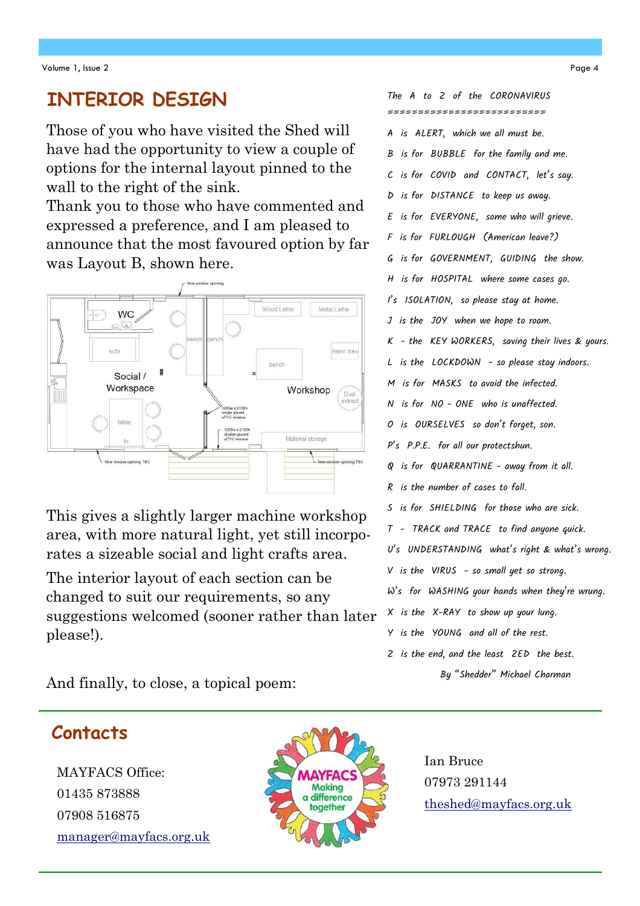# INTERIOR DESIGN

Those of you who have visited the Shed will have had the opportunity to view a couple of options for the internal layout pinned to the wall to the right of the sink.

Thank you to those who have commented and expressed a preference, and I am pleased to announce that the most favoured option by far was Layout B, shown here.

New window opening

WC

sofa

Social / Workspace

table

tv

bench

bench

Wood Lathe

Metal Lathe

Band Saw

bench

Workshop

Dust extract

Material storage

1200w x 2100h single glazed uPVC window

1200w x 2100h double-glazed uPVC window

New window opening TBC

New window opening TBC

This gives a slightly larger machine workshop area, with more natural light, yet still incorporates a sizeable social and light crafts area.

The interior layout of each section can be changed to suit our requirements, so any suggestions welcomed (sooner rather than later please!).

And finally, to close, a topical poem:

*The A to Z of the CORONAVIRUS*
*==========================*

*A is ALERT, which we all must be.*
*B is for BUBBLE for the family and me.*
*C is for COVID and CONTACT, let's say.*
*D is for DISTANCE to keep us away.*
*E is for EVERYONE, some who will grieve.*
*F is for FURLOUGH (American leave?)*
*G is for GOVERNMENT, GUIDING the show.*
*H is for HOSPITAL where some cases go.*
*I's ISOLATION, so please stay at home.*
*J is the JOY when we hope to roam.*
*K - the KEY WORKERS, saving their lives & yours.*
*L is the LOCKDOWN - so please stay indoors.*
*M is for MASKS to avoid the infected.*
*N is for NO - ONE who is unaffected.*
*O is OURSELVES so don't forget, son.*
*P's P.P.E. for all our protectshun.*
*Q is for QUARRANTINE - away from it all.*
*R is the number of cases to fall.*
*S is for SHIELDING for those who are sick.*
*T - TRACK and TRACE to find anyone quick.*
*U's UNDERSTANDING what's right & what's wrong.*
*V is the VIRUS - so small yet so strong.*
*W's for WASHING your hands when they're wrung.*
*X is the X-RAY to show up your lung.*
*Y is the YOUNG and all of the rest.*
*Z is the end, and the least ZED the best.*

*By "Shedder" Michael Charman*

## Contacts

MAYFACS Office:
01435 873888
07908 516875
manager@mayfacs.org.uk

MAYFACS Making a difference together

Ian Bruce
07973 291144
theshed@mayfacs.org.uk